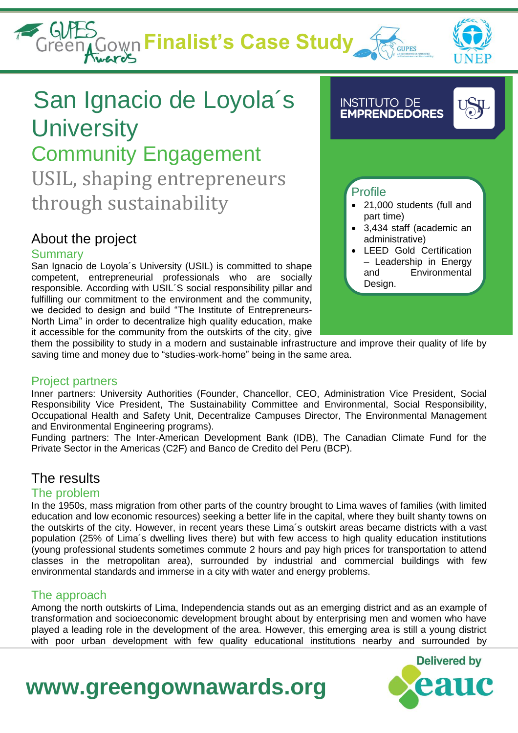# San Ignacio de Loyola´s University

## Community Engagement

USIL, shaping entrepreneurs through sustainability

INSTITUTO DE EMPRENDEDORES

### Profile

- 21,000 students (full and part time)
- 3,434 staff (academic an administrative)
- LEED Gold Certification – Leadership in Energy and Environmental Design.

## About the project

### Summary

San Ignacio de Loyola´s University (USIL) is committed to shape competent, entrepreneurial professionals who are socially responsible. According with USIL´S social responsibility pillar and fulfilling our commitment to the environment and the community, we decided to design and build "The Institute of Entrepreneurs-North Lima" in order to decentralize high quality education, make it accessible for the community from the outskirts of the city, give them the possibility to study in a modern and sustainable infrastructure and improve their quality of life by saving time and money due to "studies-work-home" being in the same area.

### Project partners

Inner partners: University Authorities (Founder, Chancellor, CEO, Administration Vice President, Social Responsibility Vice President, The Sustainability Committee and Environmental, Social Responsibility, Occupational Health and Safety Unit, Decentralize Campuses Director, The Environmental Management and Environmental Engineering programs).

Funding partners: The Inter-American Development Bank (IDB), The Canadian Climate Fund for the Private Sector in the Americas (C2F) and Banco de Credito del Peru (BCP).

## The results

### The problem

In the 1950s, mass migration from other parts of the country brought to Lima waves of families (with limited education and low economic resources) seeking a better life in the capital, where they built shanty towns on the outskirts of the city. However, in recent years these Lima´s outskirt areas became districts with a vast population (25% of Lima´s dwelling lives there) but with few access to high quality education institutions (young professional students sometimes commute 2 hours and pay high prices for transportation to attend classes in the metropolitan area), surrounded by industrial and commercial buildings with few environmental standards and immerse in a city with water and energy problems.

### The approach

Among the north outskirts of Lima, Independencia stands out as an emerging district and as an example of transformation and socioeconomic development brought about by enterprising men and women who have played a leading role in the development of the area. However, this emerging area is still a young district with poor urban development with few quality educational institutions nearby and surrounded by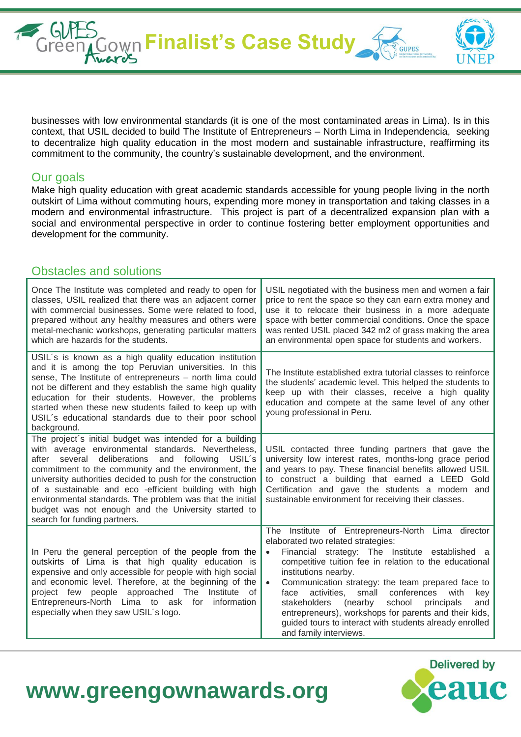businesses with low environmental standards (it is one of the most contaminated areas in Lima). Is in this context, that USIL decided to build The Institute of Entrepreneurs – North Lima in Independencia, seeking to decentralize high quality education in the most modern and sustainable infrastructure, reaffirming its commitment to the community, the country's sustainable development, and the environment.

## Our goals

Make high quality education with great academic standards accessible for young people living in the north outskirt of Lima without commuting hours, expending more money in transportation and taking classes in a modern and environmental infrastructure. This project is part of a decentralized expansion plan with a social and environmental perspective in order to continue fostering better employment opportunities and development for the community.

## Obstacles and solutions

| Obstacles | Solutions |
|---|---|
| Once The Institute was completed and ready to open for classes, USIL realized that there was an adjacent corner with commercial businesses. Some were related to food, prepared without any healthy measures and others were metal-mechanic workshops, generating particular matters which are hazards for the students. | USIL negotiated with the business men and women a fair price to rent the space so they can earn extra money and use it to relocate their business in a more adequate space with better commercial conditions. Once the space was rented USIL placed 342 m2 of grass making the area an environmental open space for students and workers. |
| USIL´s is known as a high quality education institution and it is among the top Peruvian universities. In this sense, The Institute of entrepreneurs – north lima could not be different and they establish the same high quality education for their students. However, the problems started when these new students failed to keep up with USIL´s educational standards due to their poor school background. | The Institute established extra tutorial classes to reinforce the students' academic level. This helped the students to keep up with their classes, receive a high quality education and compete at the same level of any other young professional in Peru. |
| The project´s initial budget was intended for a building with average environmental standards. Nevertheless, after several deliberations and following USIL´s commitment to the community and the environment, the university authorities decided to push for the construction of a sustainable and eco -efficient building with high environmental standards. The problem was that the initial budget was not enough and the University started to search for funding partners. | USIL contacted three funding partners that gave the university low interest rates, months-long grace period and years to pay. These financial benefits allowed USIL to construct a building that earned a LEED Gold Certification and gave the students a modern and sustainable environment for receiving their classes. |
| In Peru the general perception of the people from the outskirts of Lima is that high quality education is expensive and only accessible for people with high social and economic level. Therefore, at the beginning of the project few people approached The Institute of Entrepreneurs-North Lima to ask for information especially when they saw USIL´s logo. | The Institute of Entrepreneurs-North Lima director elaborated two related strategies:<br>• Financial strategy: The Institute established a competitive tuition fee in relation to the educational institutions nearby.<br>• Communication strategy: the team prepared face to face activities, small conferences with key stakeholders (nearby school principals and entrepreneurs), workshops for parents and their kids, guided tours to interact with students already enrolled and family interviews. |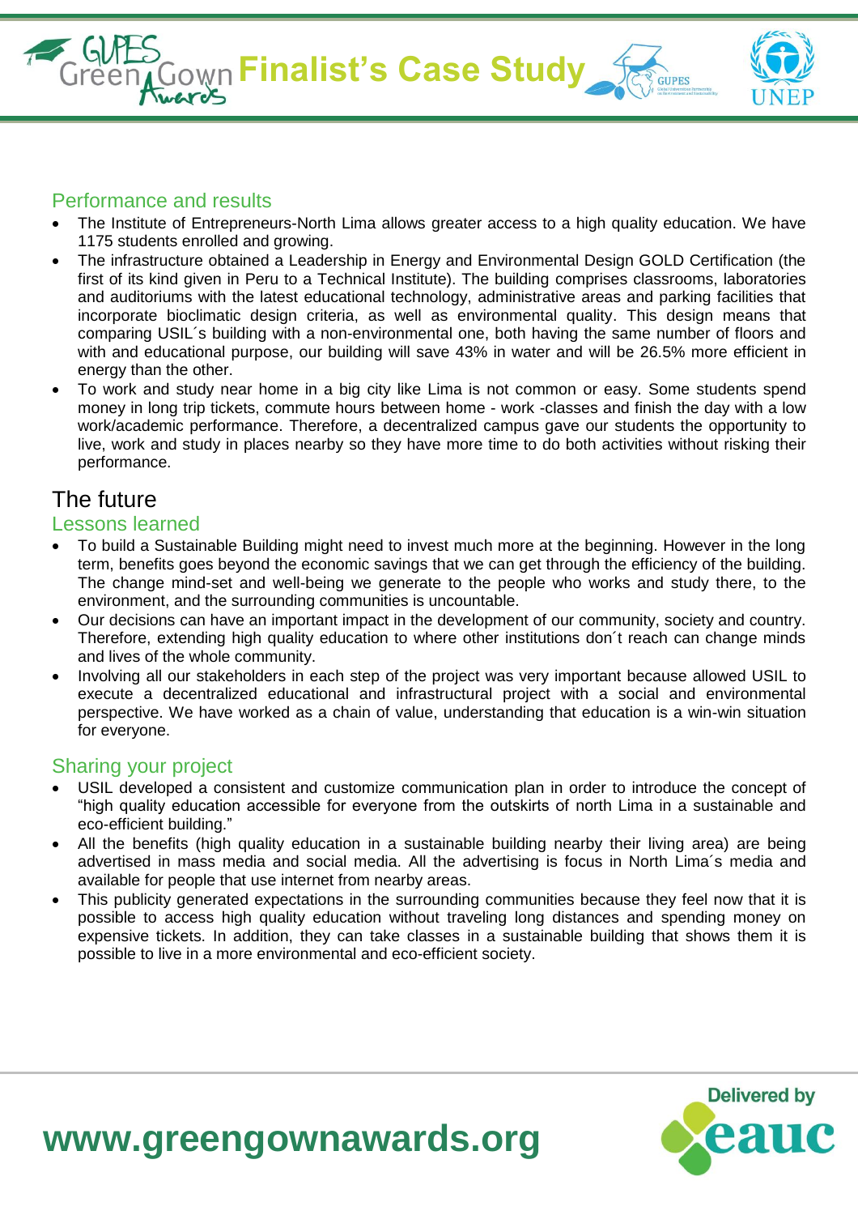## Performance and results

- The Institute of Entrepreneurs-North Lima allows greater access to a high quality education. We have 1175 students enrolled and growing.
- The infrastructure obtained a Leadership in Energy and Environmental Design GOLD Certification (the first of its kind given in Peru to a Technical Institute). The building comprises classrooms, laboratories and auditoriums with the latest educational technology, administrative areas and parking facilities that incorporate bioclimatic design criteria, as well as environmental quality. This design means that comparing USIL´s building with a non-environmental one, both having the same number of floors and with and educational purpose, our building will save 43% in water and will be 26.5% more efficient in energy than the other.
- To work and study near home in a big city like Lima is not common or easy. Some students spend money in long trip tickets, commute hours between home - work -classes and finish the day with a low work/academic performance. Therefore, a decentralized campus gave our students the opportunity to live, work and study in places nearby so they have more time to do both activities without risking their performance.

# The future

## Lessons learned

- To build a Sustainable Building might need to invest much more at the beginning. However in the long term, benefits goes beyond the economic savings that we can get through the efficiency of the building. The change mind-set and well-being we generate to the people who works and study there, to the environment, and the surrounding communities is uncountable.
- Our decisions can have an important impact in the development of our community, society and country. Therefore, extending high quality education to where other institutions don´t reach can change minds and lives of the whole community.
- Involving all our stakeholders in each step of the project was very important because allowed USIL to execute a decentralized educational and infrastructural project with a social and environmental perspective. We have worked as a chain of value, understanding that education is a win-win situation for everyone.

## Sharing your project

- USIL developed a consistent and customize communication plan in order to introduce the concept of "high quality education accessible for everyone from the outskirts of north Lima in a sustainable and eco-efficient building."
- All the benefits (high quality education in a sustainable building nearby their living area) are being advertised in mass media and social media. All the advertising is focus in North Lima´s media and available for people that use internet from nearby areas.
- This publicity generated expectations in the surrounding communities because they feel now that it is possible to access high quality education without traveling long distances and spending money on expensive tickets. In addition, they can take classes in a sustainable building that shows them it is possible to live in a more environmental and eco-efficient society.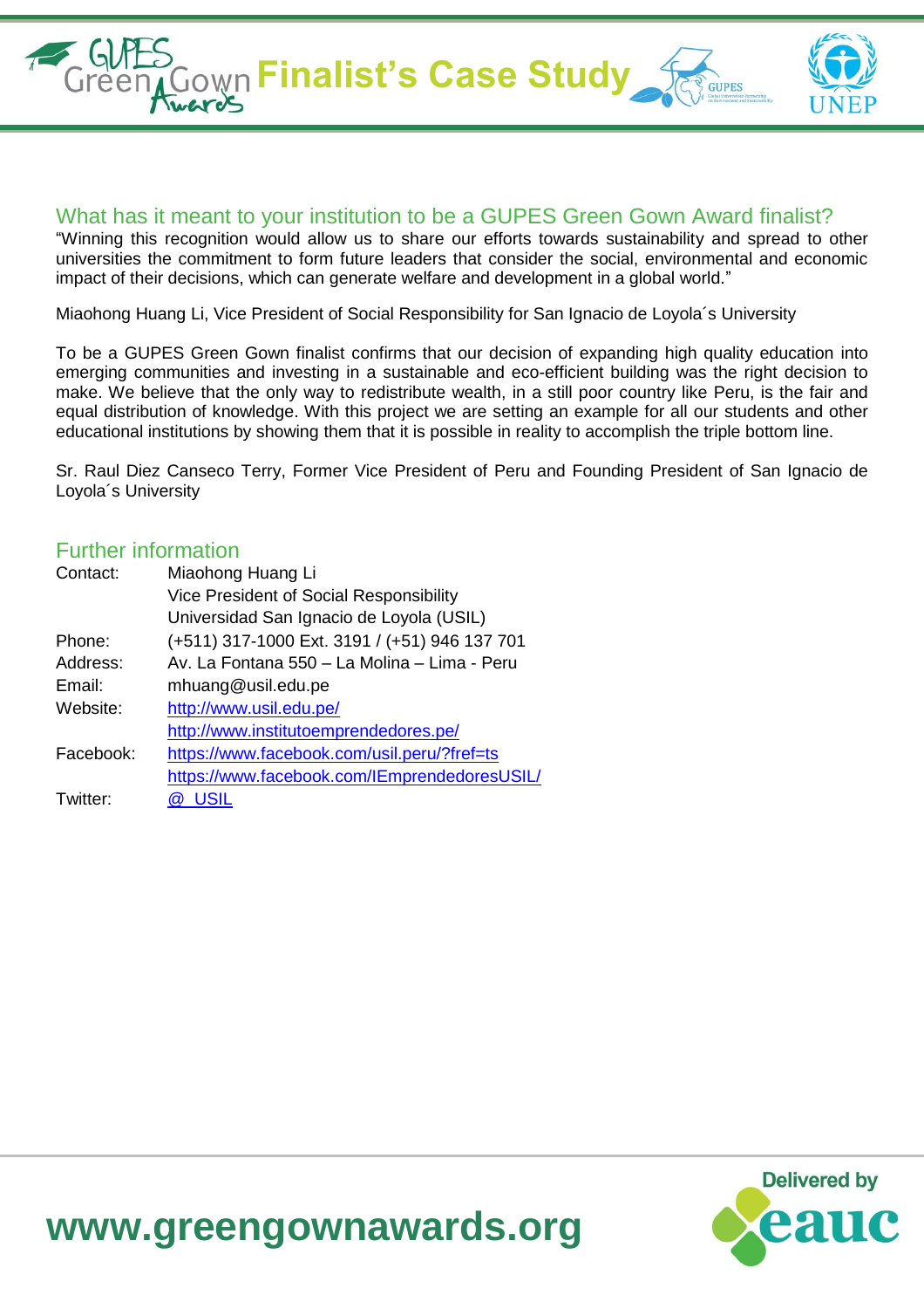## What has it meant to your institution to be a GUPES Green Gown Award finalist?

"Winning this recognition would allow us to share our efforts towards sustainability and spread to other universities the commitment to form future leaders that consider the social, environmental and economic impact of their decisions, which can generate welfare and development in a global world."

Miaohong Huang Li, Vice President of Social Responsibility for San Ignacio de Loyola´s University

To be a GUPES Green Gown finalist confirms that our decision of expanding high quality education into emerging communities and investing in a sustainable and eco-efficient building was the right decision to make. We believe that the only way to redistribute wealth, in a still poor country like Peru, is the fair and equal distribution of knowledge. With this project we are setting an example for all our students and other educational institutions by showing them that it is possible in reality to accomplish the triple bottom line.

Sr. Raul Diez Canseco Terry, Former Vice President of Peru and Founding President of San Ignacio de Loyola´s University

## Further information

| | |
|---|---|
| Contact: | Miaohong Huang Li<br>Vice President of Social Responsibility<br>Universidad San Ignacio de Loyola (USIL) |
| Phone: | (+511) 317-1000 Ext. 3191 / (+51) 946 137 701 |
| Address: | Av. La Fontana 550 – La Molina – Lima - Peru |
| Email: | mhuang@usil.edu.pe |
| Website: | http://www.usil.edu.pe/<br>http://www.institutoemprendedores.pe/ |
| Facebook: | https://www.facebook.com/usil.peru/?fref=ts<br>https://www.facebook.com/IEmprendedoresUSIL/ |
| Twitter: | @_USIL |